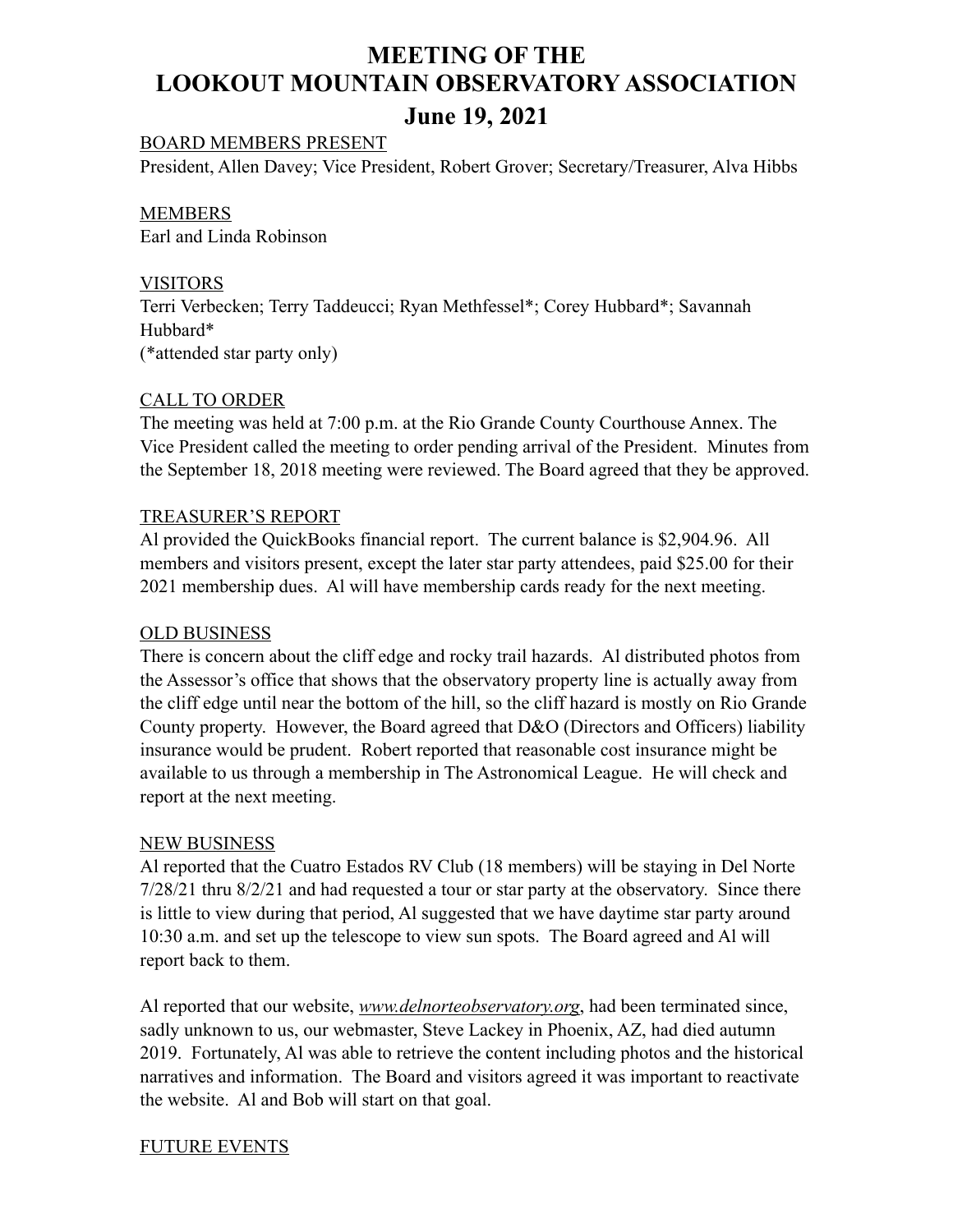# MEETING OF THE LOOKOUT MOUNTAIN OBSERVATORY ASSOCIATION

## June 19, 2021

BOARD MEMBERS PRESENT

President, Allen Davey; Vice President, Robert Grover; Secretary/Treasurer, Alva Hibbs

MEMBERS

Earl and Linda Robinson

VISITORS

Terri Verbecken; Terry Taddeucci; Ryan Methfessel*; Corey Hubbard*; Savannah Hubbard*
(*attended star party only)

CALL TO ORDER

The meeting was held at 7:00 p.m. at the Rio Grande County Courthouse Annex. The Vice President called the meeting to order pending arrival of the President. Minutes from the September 18, 2018 meeting were reviewed. The Board agreed that they be approved.

TREASURER'S REPORT

Al provided the QuickBooks financial report. The current balance is $2,904.96. All members and visitors present, except the later star party attendees, paid $25.00 for their 2021 membership dues. Al will have membership cards ready for the next meeting.

OLD BUSINESS

There is concern about the cliff edge and rocky trail hazards. Al distributed photos from the Assessor's office that shows that the observatory property line is actually away from the cliff edge until near the bottom of the hill, so the cliff hazard is mostly on Rio Grande County property. However, the Board agreed that D&O (Directors and Officers) liability insurance would be prudent. Robert reported that reasonable cost insurance might be available to us through a membership in The Astronomical League. He will check and report at the next meeting.

NEW BUSINESS

Al reported that the Cuatro Estados RV Club (18 members) will be staying in Del Norte 7/28/21 thru 8/2/21 and had requested a tour or star party at the observatory. Since there is little to view during that period, Al suggested that we have daytime star party around 10:30 a.m. and set up the telescope to view sun spots. The Board agreed and Al will report back to them.

Al reported that our website, *www.delnorteobservatory.org*, had been terminated since, sadly unknown to us, our webmaster, Steve Lackey in Phoenix, AZ, had died autumn 2019. Fortunately, Al was able to retrieve the content including photos and the historical narratives and information. The Board and visitors agreed it was important to reactivate the website. Al and Bob will start on that goal.

FUTURE EVENTS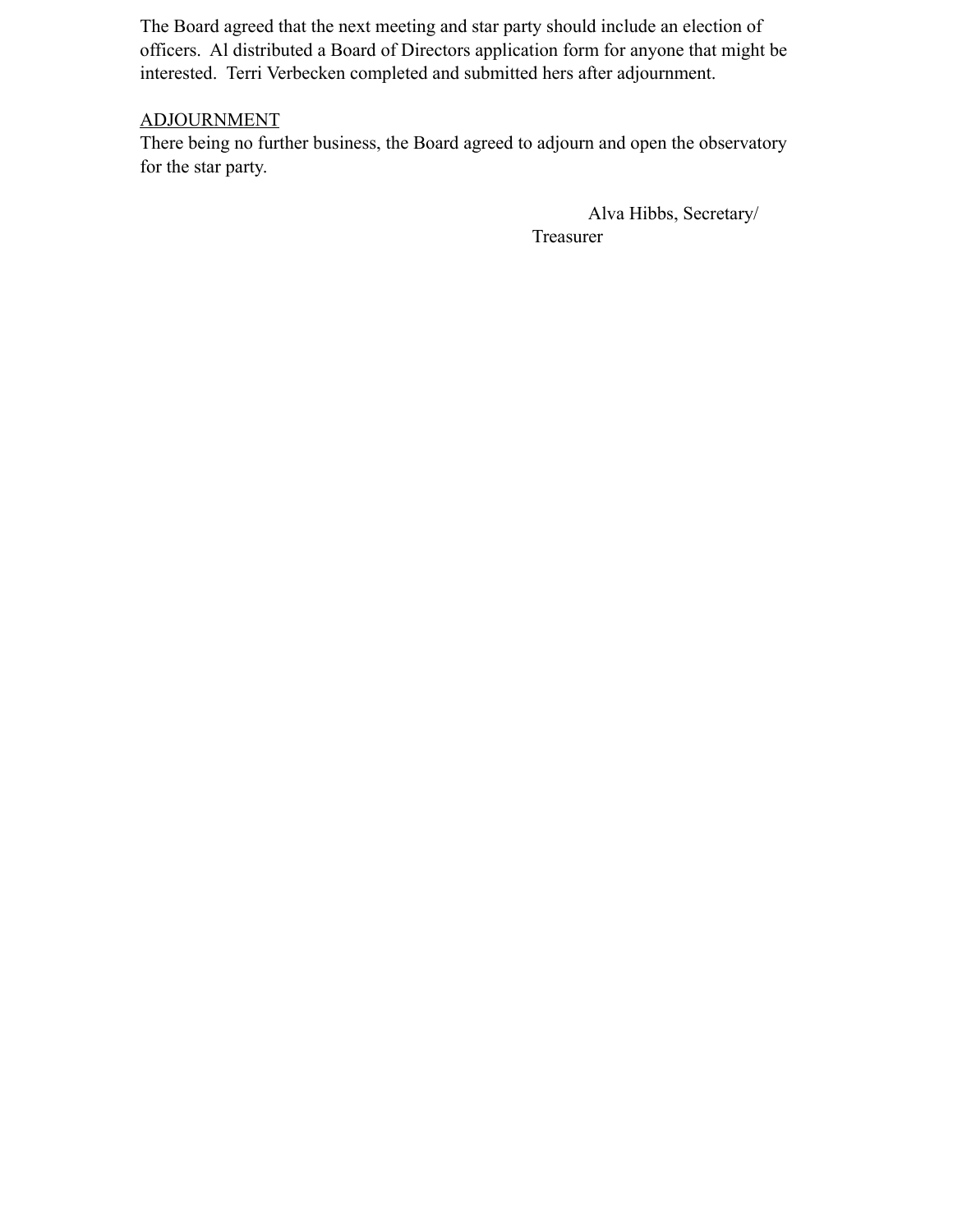The Board agreed that the next meeting and star party should include an election of officers. Al distributed a Board of Directors application form for anyone that might be interested. Terri Verbecken completed and submitted hers after adjournment.

ADJOURNMENT

There being no further business, the Board agreed to adjourn and open the observatory for the star party.

Alva Hibbs, Secretary/Treasurer